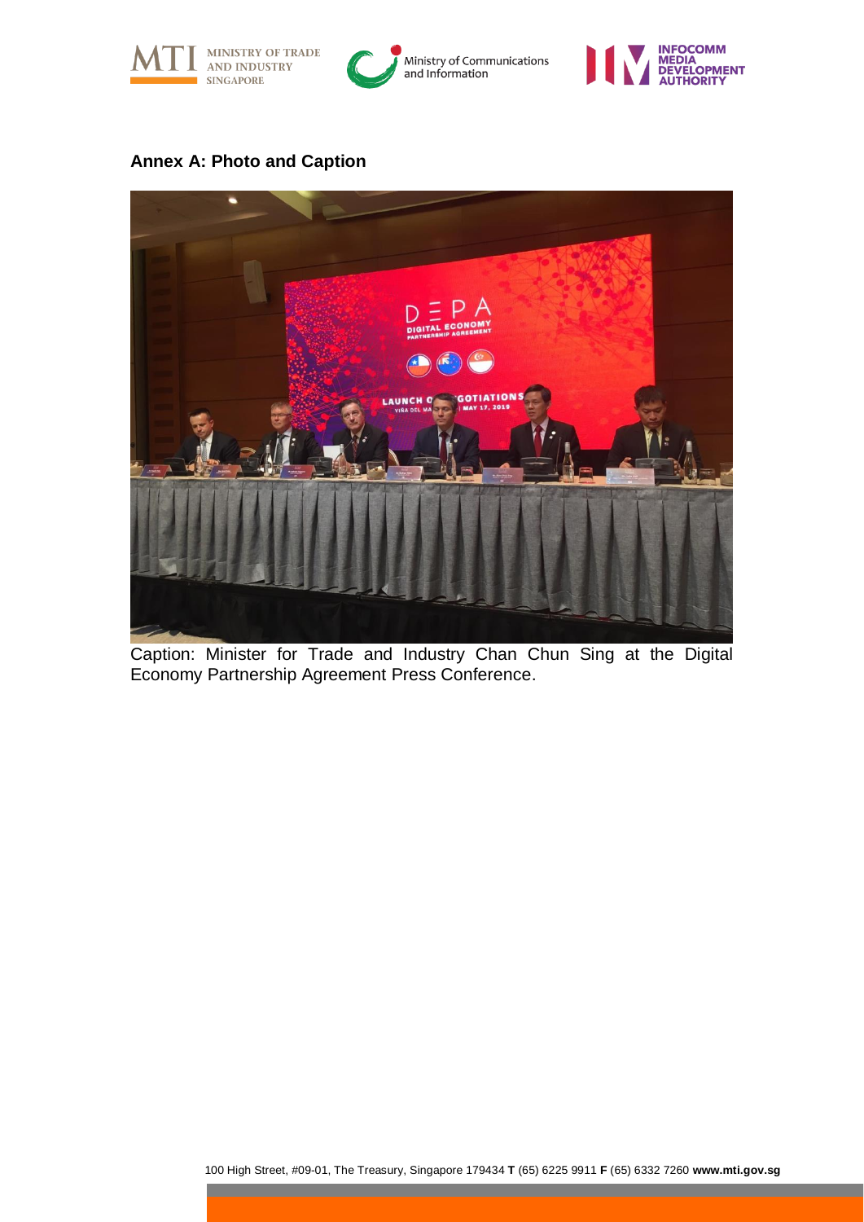## Annex A: Photo and Caption

Caption: Minister for Trade and Industry Chan Chun Sing at the Digital Economy Partnership Agreement Press Conference.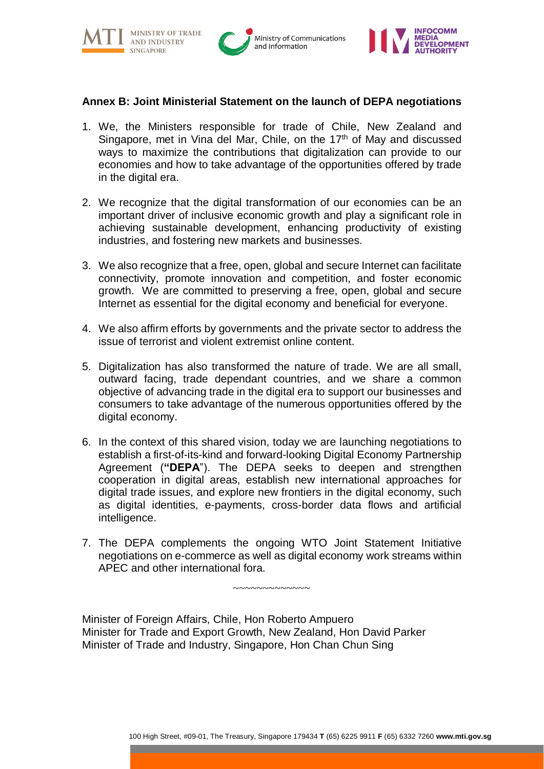## Annex B: Joint Ministerial Statement on the launch of DEPA negotiations

1. We, the Ministers responsible for trade of Chile, New Zealand and Singapore, met in Vina del Mar, Chile, on the 17th of May and discussed ways to maximize the contributions that digitalization can provide to our economies and how to take advantage of the opportunities offered by trade in the digital era.

2. We recognize that the digital transformation of our economies can be an important driver of inclusive economic growth and play a significant role in achieving sustainable development, enhancing productivity of existing industries, and fostering new markets and businesses.

3. We also recognize that a free, open, global and secure Internet can facilitate connectivity, promote innovation and competition, and foster economic growth. We are committed to preserving a free, open, global and secure Internet as essential for the digital economy and beneficial for everyone.

4. We also affirm efforts by governments and the private sector to address the issue of terrorist and violent extremist online content.

5. Digitalization has also transformed the nature of trade. We are all small, outward facing, trade dependant countries, and we share a common objective of advancing trade in the digital era to support our businesses and consumers to take advantage of the numerous opportunities offered by the digital economy.

6. In the context of this shared vision, today we are launching negotiations to establish a first-of-its-kind and forward-looking Digital Economy Partnership Agreement (**"DEPA"**). The DEPA seeks to deepen and strengthen cooperation in digital areas, establish new international approaches for digital trade issues, and explore new frontiers in the digital economy, such as digital identities, e-payments, cross-border data flows and artificial intelligence.

7. The DEPA complements the ongoing WTO Joint Statement Initiative negotiations on e-commerce as well as digital economy work streams within APEC and other international fora.

~~~~~~~~~~~~~

Minister of Foreign Affairs, Chile, Hon Roberto Ampuero
Minister for Trade and Export Growth, New Zealand, Hon David Parker
Minister of Trade and Industry, Singapore, Hon Chan Chun Sing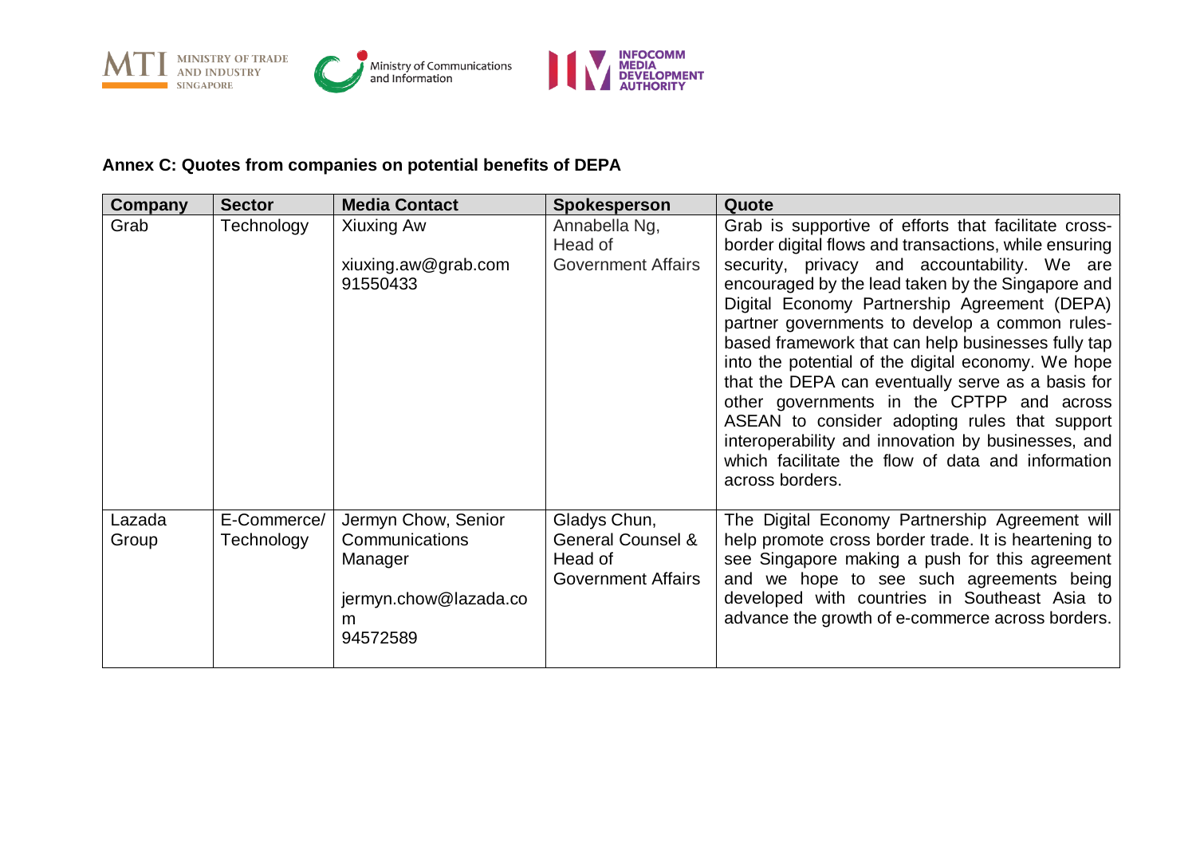**Annex C: Quotes from companies on potential benefits of DEPA**

| Company | Sector | Media Contact | Spokesperson | Quote |
|---|---|---|---|---|
| Grab | Technology | Xiuxing Aw<br><br>xiuxing.aw@grab.com<br>91550433 | Annabella Ng, Head of Government Affairs | Grab is supportive of efforts that facilitate cross-border digital flows and transactions, while ensuring security, privacy and accountability. We are encouraged by the lead taken by the Singapore and Digital Economy Partnership Agreement (DEPA) partner governments to develop a common rules-based framework that can help businesses fully tap into the potential of the digital economy. We hope that the DEPA can eventually serve as a basis for other governments in the CPTPP and across ASEAN to consider adopting rules that support interoperability and innovation by businesses, and which facilitate the flow of data and information across borders. |
| Lazada Group | E-Commerce/ Technology | Jermyn Chow, Senior Communications Manager<br><br>jermyn.chow@lazada.com<br>94572589 | Gladys Chun, General Counsel & Head of Government Affairs | The Digital Economy Partnership Agreement will help promote cross border trade. It is heartening to see Singapore making a push for this agreement and we hope to see such agreements being developed with countries in Southeast Asia to advance the growth of e-commerce across borders. |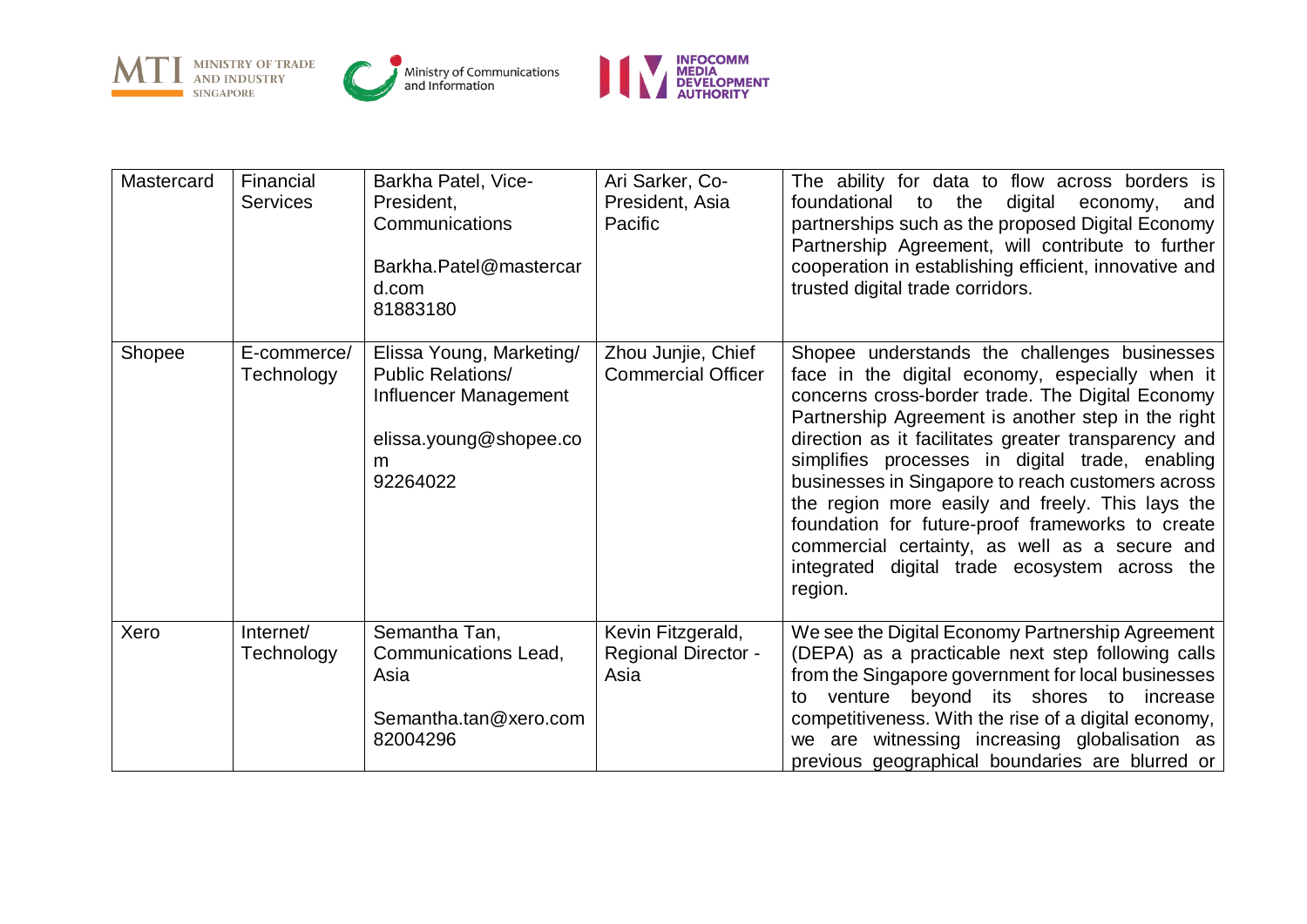| Mastercard | Financial Services | Barkha Patel, Vice-President, Communications<br><br>Barkha.Patel@mastercard.com<br>81883180 | Ari Sarker, Co-President, Asia Pacific | The ability for data to flow across borders is foundational to the digital economy, and partnerships such as the proposed Digital Economy Partnership Agreement, will contribute to further cooperation in establishing efficient, innovative and trusted digital trade corridors. |
|---|---|---|---|---|
| Shopee | E-commerce/ Technology | Elissa Young, Marketing/ Public Relations/ Influencer Management<br><br>elissa.young@shopee.com<br>92264022 | Zhou Junjie, Chief Commercial Officer | Shopee understands the challenges businesses face in the digital economy, especially when it concerns cross-border trade. The Digital Economy Partnership Agreement is another step in the right direction as it facilitates greater transparency and simplifies processes in digital trade, enabling businesses in Singapore to reach customers across the region more easily and freely. This lays the foundation for future-proof frameworks to create commercial certainty, as well as a secure and integrated digital trade ecosystem across the region. |
| Xero | Internet/ Technology | Semantha Tan, Communications Lead, Asia<br><br>Semantha.tan@xero.com<br>82004296 | Kevin Fitzgerald, Regional Director - Asia | We see the Digital Economy Partnership Agreement (DEPA) as a practicable next step following calls from the Singapore government for local businesses to venture beyond its shores to increase competitiveness. With the rise of a digital economy, we are witnessing increasing globalisation as previous geographical boundaries are blurred or |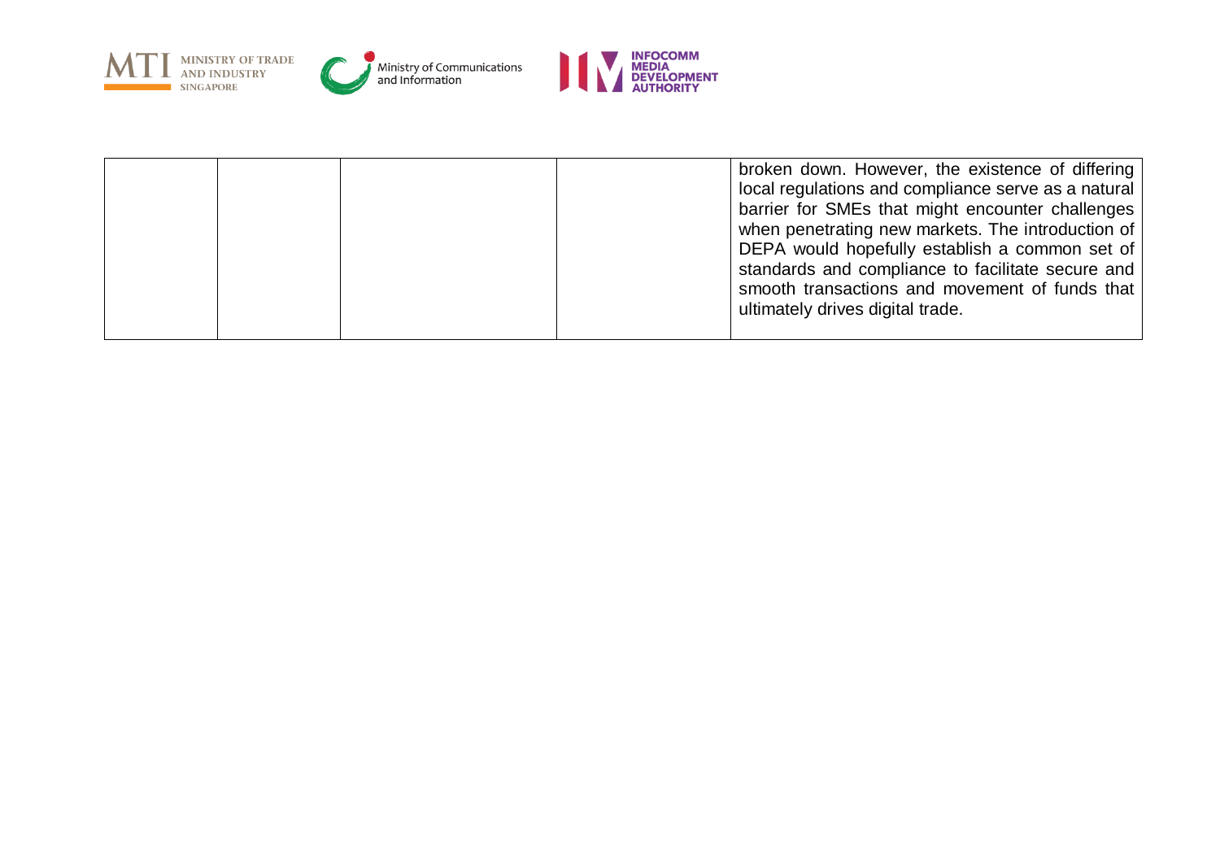| | | | | |
|---|---|---|---|---|
| | | | | broken down. However, the existence of differing local regulations and compliance serve as a natural barrier for SMEs that might encounter challenges when penetrating new markets. The introduction of DEPA would hopefully establish a common set of standards and compliance to facilitate secure and smooth transactions and movement of funds that ultimately drives digital trade. |